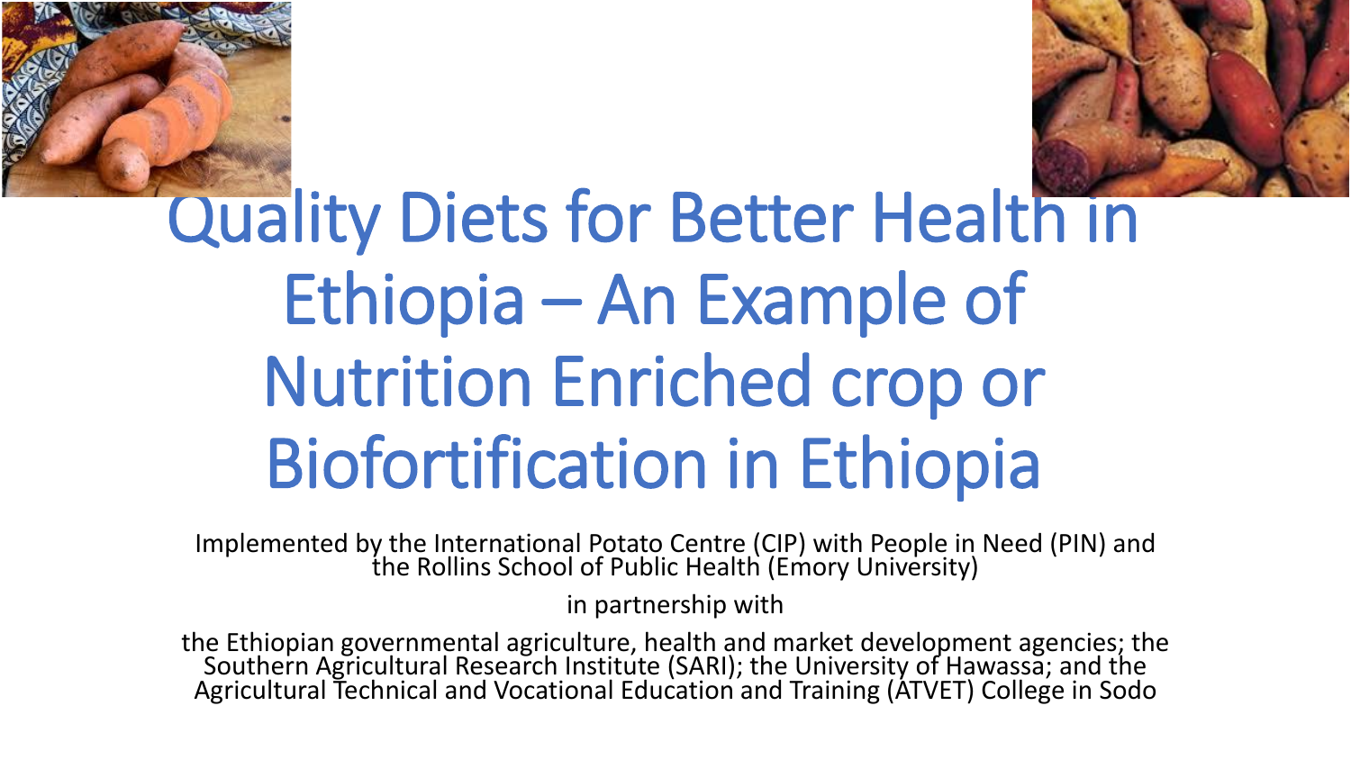# Quality Diets for Better Health in Ethiopia – An Example of Nutrition Enriched crop or Biofortification in Ethiopia

Implemented by the International Potato Centre (CIP) with People in Need (PIN) and the Rollins School of Public Health (Emory University)

in partnership with

the Ethiopian governmental agriculture, health and market development agencies; the Southern Agricultural Research Institute (SARI); the University of Hawassa; and the Agricultural Technical and Vocational Education and Training (ATVET) College in Sodo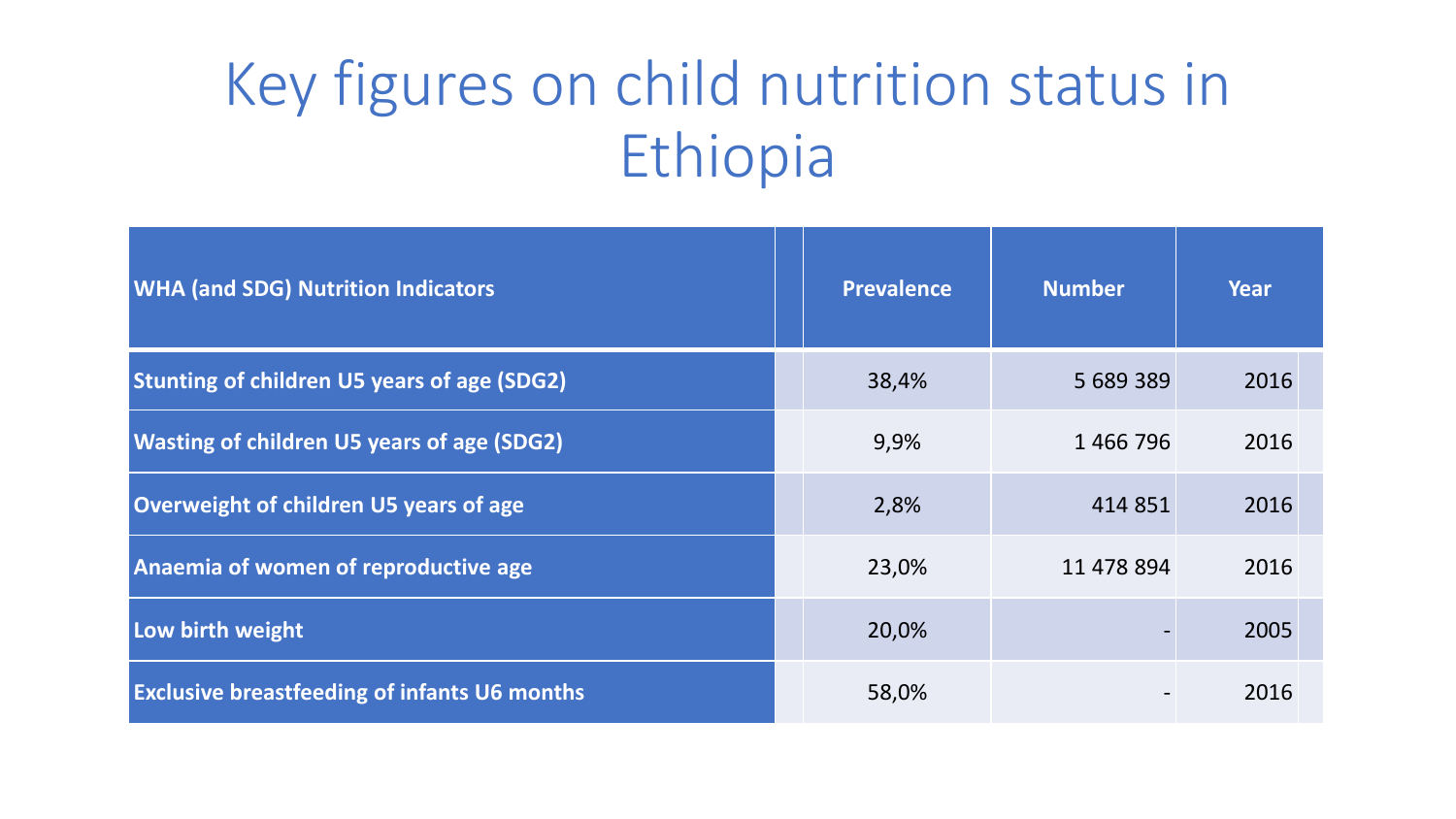# Key figures on child nutrition status in Ethiopia

| WHA (and SDG) Nutrition Indicators | Prevalence | Number | Year |
|---|---|---|---|
| Stunting of children U5 years of age (SDG2) | 38,4% | 5 689 389 | 2016 |
| Wasting of children U5 years of age (SDG2) | 9,9% | 1 466 796 | 2016 |
| Overweight of children U5 years of age | 2,8% | 414 851 | 2016 |
| Anaemia of women of reproductive age | 23,0% | 11 478 894 | 2016 |
| Low birth weight | 20,0% | - | 2005 |
| Exclusive breastfeeding of infants U6 months | 58,0% | - | 2016 |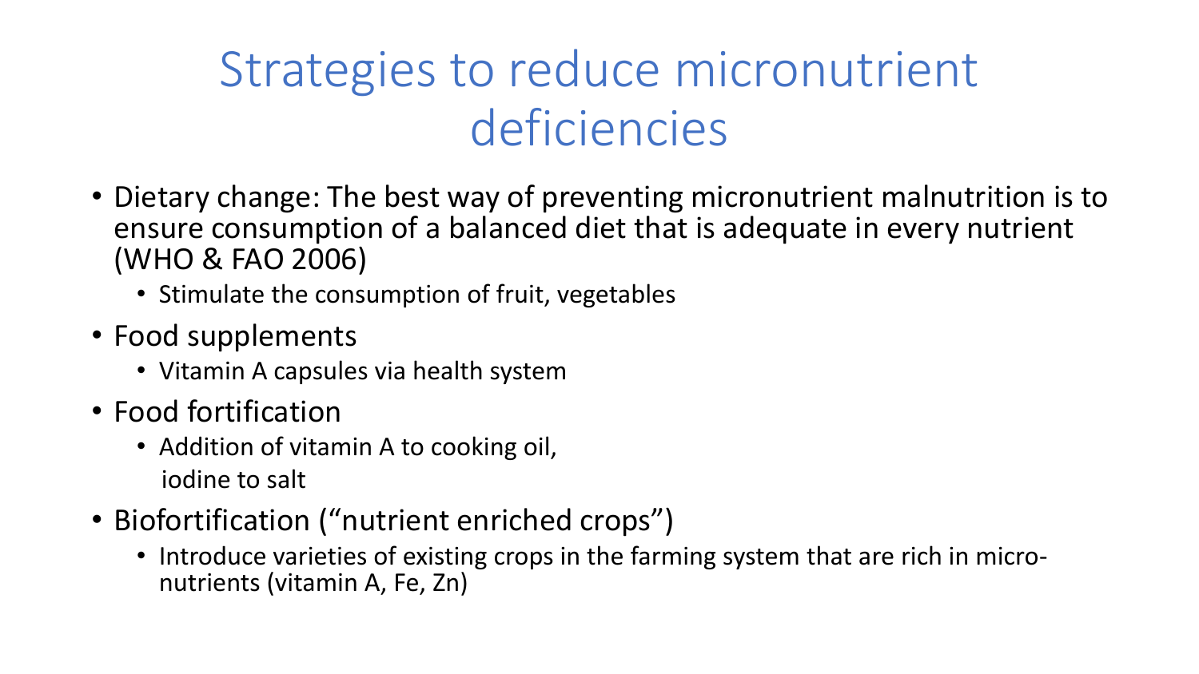# Strategies to reduce micronutrient deficiencies

- Dietary change: The best way of preventing micronutrient malnutrition is to ensure consumption of a balanced diet that is adequate in every nutrient (WHO & FAO 2006)
  - Stimulate the consumption of fruit, vegetables
- Food supplements
  - Vitamin A capsules via health system
- Food fortification
  - Addition of vitamin A to cooking oil, iodine to salt
- Biofortification ("nutrient enriched crops")
  - Introduce varieties of existing crops in the farming system that are rich in micro-nutrients (vitamin A, Fe, Zn)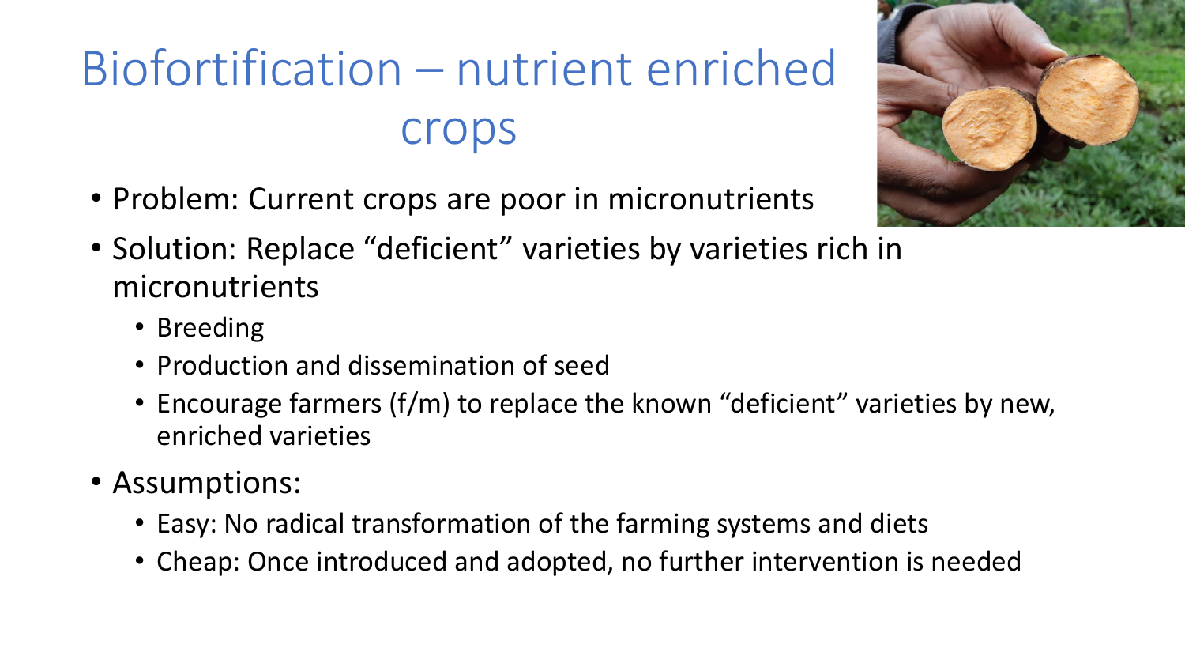# Biofortification – nutrient enriched crops

- Problem: Current crops are poor in micronutrients
- Solution: Replace “deficient” varieties by varieties rich in micronutrients
  - Breeding
  - Production and dissemination of seed
  - Encourage farmers (f/m) to replace the known “deficient” varieties by new, enriched varieties
- Assumptions:
  - Easy: No radical transformation of the farming systems and diets
  - Cheap: Once introduced and adopted, no further intervention is needed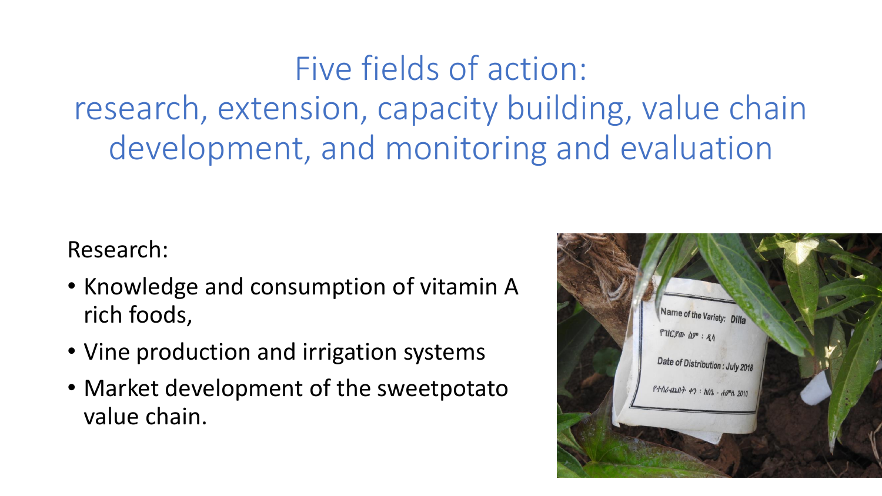# Five fields of action: research, extension, capacity building, value chain development, and monitoring and evaluation

Research:

- Knowledge and consumption of vitamin A rich foods,
- Vine production and irrigation systems
- Market development of the sweetpotato value chain.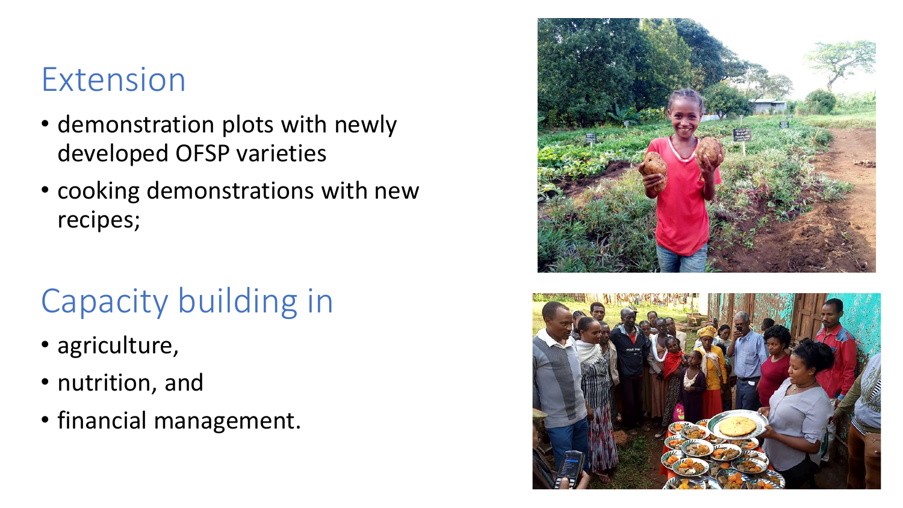## Extension

- demonstration plots with newly developed OFSP varieties
- cooking demonstrations with new recipes;

## Capacity building in

- agriculture,
- nutrition, and
- financial management.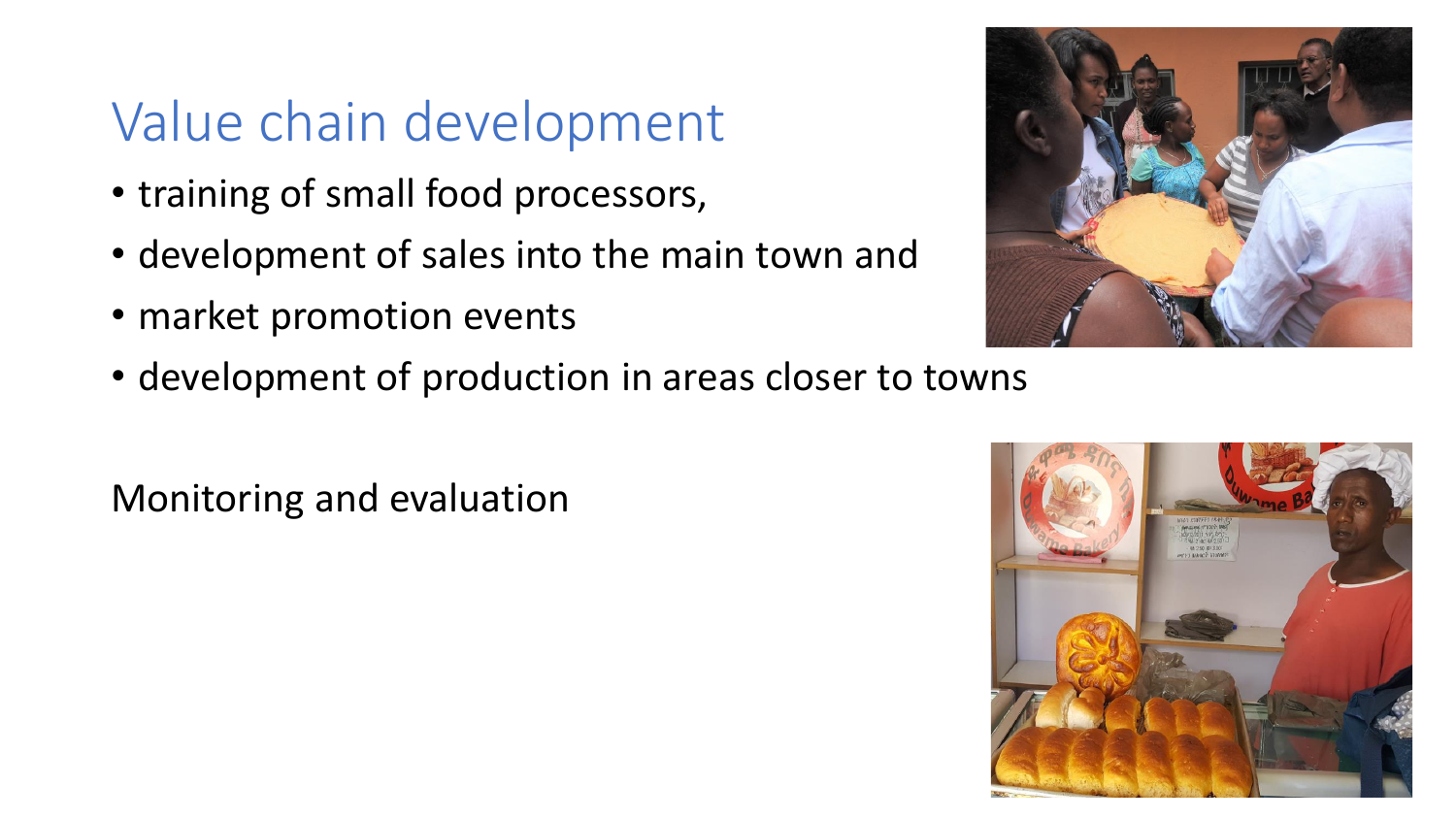# Value chain development

- training of small food processors,
- development of sales into the main town and
- market promotion events
- development of production in areas closer to towns

Monitoring and evaluation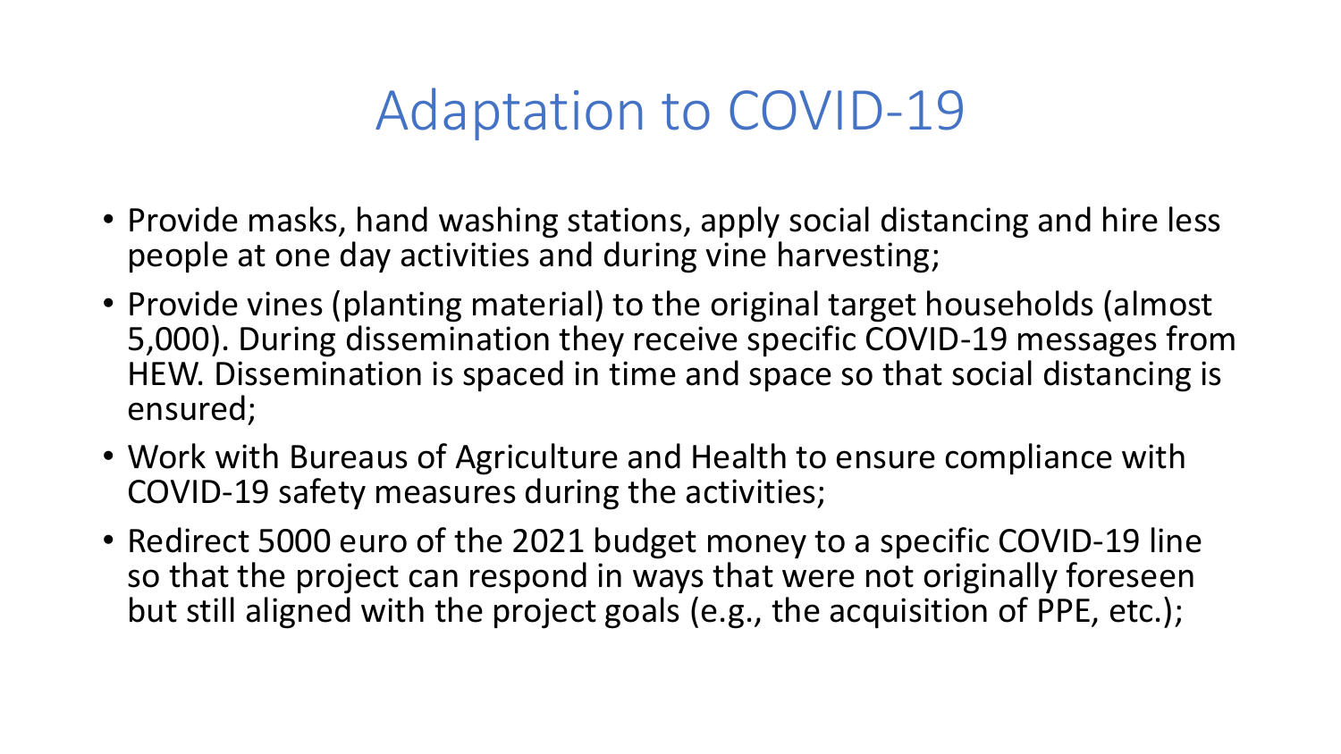# Adaptation to COVID-19

- Provide masks, hand washing stations, apply social distancing and hire less people at one day activities and during vine harvesting;
- Provide vines (planting material) to the original target households (almost 5,000). During dissemination they receive specific COVID-19 messages from HEW. Dissemination is spaced in time and space so that social distancing is ensured;
- Work with Bureaus of Agriculture and Health to ensure compliance with COVID-19 safety measures during the activities;
- Redirect 5000 euro of the 2021 budget money to a specific COVID-19 line so that the project can respond in ways that were not originally foreseen but still aligned with the project goals (e.g., the acquisition of PPE, etc.);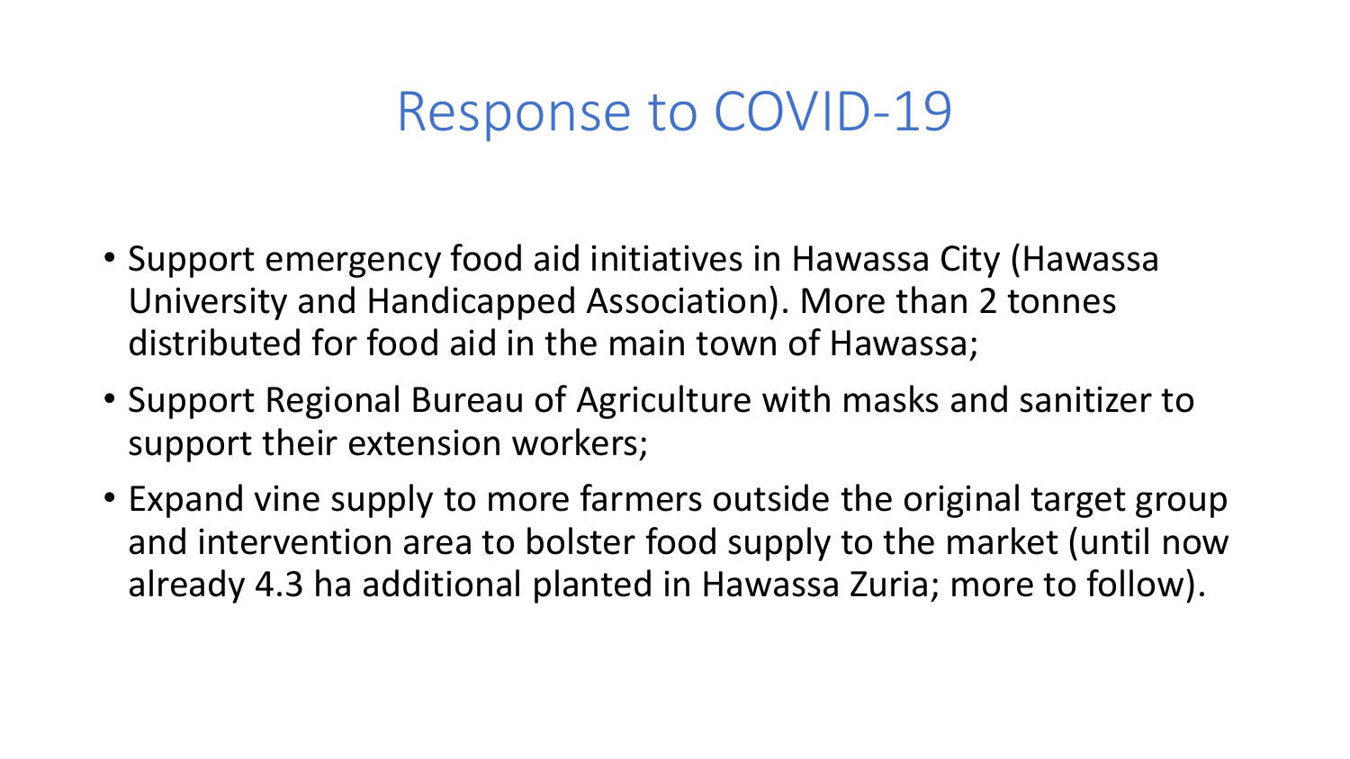# Response to COVID-19

- Support emergency food aid initiatives in Hawassa City (Hawassa University and Handicapped Association). More than 2 tonnes distributed for food aid in the main town of Hawassa;
- Support Regional Bureau of Agriculture with masks and sanitizer to support their extension workers;
- Expand vine supply to more farmers outside the original target group and intervention area to bolster food supply to the market (until now already 4.3 ha additional planted in Hawassa Zuria; more to follow).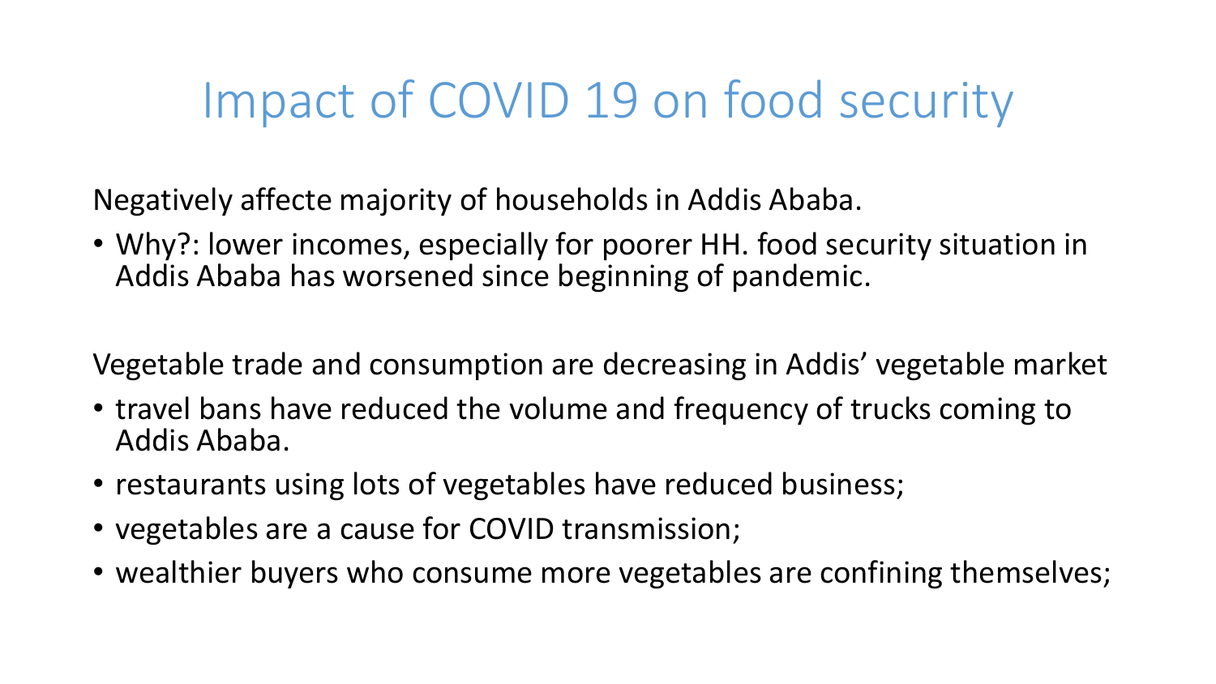# Impact of COVID 19 on food security

Negatively affecte majority of households in Addis Ababa.

- Why?: lower incomes, especially for poorer HH. food security situation in Addis Ababa has worsened since beginning of pandemic.

Vegetable trade and consumption are decreasing in Addis' vegetable market

- travel bans have reduced the volume and frequency of trucks coming to Addis Ababa.
- restaurants using lots of vegetables have reduced business;
- vegetables are a cause for COVID transmission;
- wealthier buyers who consume more vegetables are confining themselves;